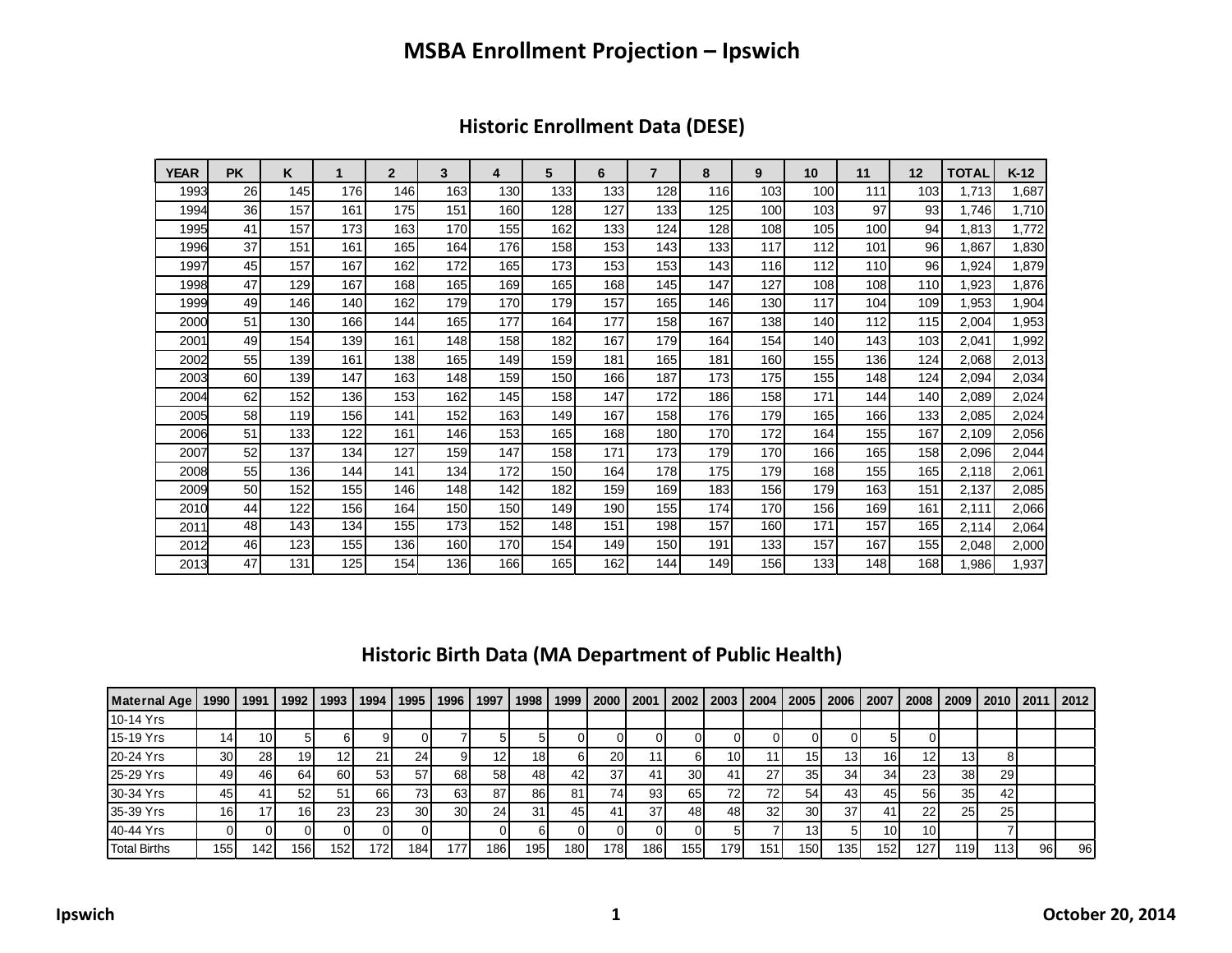# MSBA Enrollment Projection – Ipswich

## Historic Enrollment Data (DESE)

| YEAR | PK | K | 1 | 2 | 3 | 4 | 5 | 6 | 7 | 8 | 9 | 10 | 11 | 12 | TOTAL | K-12 |
|---|---|---|---|---|---|---|---|---|---|---|---|---|---|---|---|---|
| 1993 | 26 | 145 | 176 | 146 | 163 | 130 | 133 | 133 | 128 | 116 | 103 | 100 | 111 | 103 | 1,713 | 1,687 |
| 1994 | 36 | 157 | 161 | 175 | 151 | 160 | 128 | 127 | 133 | 125 | 100 | 103 | 97 | 93 | 1,746 | 1,710 |
| 1995 | 41 | 157 | 173 | 163 | 170 | 155 | 162 | 133 | 124 | 128 | 108 | 105 | 100 | 94 | 1,813 | 1,772 |
| 1996 | 37 | 151 | 161 | 165 | 164 | 176 | 158 | 153 | 143 | 133 | 117 | 112 | 101 | 96 | 1,867 | 1,830 |
| 1997 | 45 | 157 | 167 | 162 | 172 | 165 | 173 | 153 | 153 | 143 | 116 | 112 | 110 | 96 | 1,924 | 1,879 |
| 1998 | 47 | 129 | 167 | 168 | 165 | 169 | 165 | 168 | 145 | 147 | 127 | 108 | 108 | 110 | 1,923 | 1,876 |
| 1999 | 49 | 146 | 140 | 162 | 179 | 170 | 179 | 157 | 165 | 146 | 130 | 117 | 104 | 109 | 1,953 | 1,904 |
| 2000 | 51 | 130 | 166 | 144 | 165 | 177 | 164 | 177 | 158 | 167 | 138 | 140 | 112 | 115 | 2,004 | 1,953 |
| 2001 | 49 | 154 | 139 | 161 | 148 | 158 | 182 | 167 | 179 | 164 | 154 | 140 | 143 | 103 | 2,041 | 1,992 |
| 2002 | 55 | 139 | 161 | 138 | 165 | 149 | 159 | 181 | 165 | 181 | 160 | 155 | 136 | 124 | 2,068 | 2,013 |
| 2003 | 60 | 139 | 147 | 163 | 148 | 159 | 150 | 166 | 187 | 173 | 175 | 155 | 148 | 124 | 2,094 | 2,034 |
| 2004 | 62 | 152 | 136 | 153 | 162 | 145 | 158 | 147 | 172 | 186 | 158 | 171 | 144 | 140 | 2,089 | 2,024 |
| 2005 | 58 | 119 | 156 | 141 | 152 | 163 | 149 | 167 | 158 | 176 | 179 | 165 | 166 | 133 | 2,085 | 2,024 |
| 2006 | 51 | 133 | 122 | 161 | 146 | 153 | 165 | 168 | 180 | 170 | 172 | 164 | 155 | 167 | 2,109 | 2,056 |
| 2007 | 52 | 137 | 134 | 127 | 159 | 147 | 158 | 171 | 173 | 179 | 170 | 166 | 165 | 158 | 2,096 | 2,044 |
| 2008 | 55 | 136 | 144 | 141 | 134 | 172 | 150 | 164 | 178 | 175 | 179 | 168 | 155 | 165 | 2,118 | 2,061 |
| 2009 | 50 | 152 | 155 | 146 | 148 | 142 | 182 | 159 | 169 | 183 | 156 | 179 | 163 | 151 | 2,137 | 2,085 |
| 2010 | 44 | 122 | 156 | 164 | 150 | 150 | 149 | 190 | 155 | 174 | 170 | 156 | 169 | 161 | 2,111 | 2,066 |
| 2011 | 48 | 143 | 134 | 155 | 173 | 152 | 148 | 151 | 198 | 157 | 160 | 171 | 157 | 165 | 2,114 | 2,064 |
| 2012 | 46 | 123 | 155 | 136 | 160 | 170 | 154 | 149 | 150 | 191 | 133 | 157 | 167 | 155 | 2,048 | 2,000 |
| 2013 | 47 | 131 | 125 | 154 | 136 | 166 | 165 | 162 | 144 | 149 | 156 | 133 | 148 | 168 | 1,986 | 1,937 |

## Historic Birth Data (MA Department of Public Health)

| Maternal Age | 1990 | 1991 | 1992 | 1993 | 1994 | 1995 | 1996 | 1997 | 1998 | 1999 | 2000 | 2001 | 2002 | 2003 | 2004 | 2005 | 2006 | 2007 | 2008 | 2009 | 2010 | 2011 | 2012 |
|---|---|---|---|---|---|---|---|---|---|---|---|---|---|---|---|---|---|---|---|---|---|---|---|
| 10-14 Yrs | | | | | | | | | | | | | | | | | | | | | | | |
| 15-19 Yrs | 14 | 10 | 5 | 6 | 9 | 0 | 7 | 5 | 5 | 0 | 0 | 0 | 0 | 0 | 0 | 0 | 0 | 5 | 0 | | | | |
| 20-24 Yrs | 30 | 28 | 19 | 12 | 21 | 24 | 9 | 12 | 18 | 6 | 20 | 11 | 6 | 10 | 11 | 15 | 13 | 16 | 12 | 13 | 8 | | |
| 25-29 Yrs | 49 | 46 | 64 | 60 | 53 | 57 | 68 | 58 | 48 | 42 | 37 | 41 | 30 | 41 | 27 | 35 | 34 | 34 | 23 | 38 | 29 | | |
| 30-34 Yrs | 45 | 41 | 52 | 51 | 66 | 73 | 63 | 87 | 86 | 81 | 74 | 93 | 65 | 72 | 72 | 54 | 43 | 45 | 56 | 35 | 42 | | |
| 35-39 Yrs | 16 | 17 | 16 | 23 | 23 | 30 | 30 | 24 | 31 | 45 | 41 | 37 | 48 | 48 | 32 | 30 | 37 | 41 | 22 | 25 | 25 | | |
| 40-44 Yrs | 0 | 0 | 0 | 0 | 0 | 0 | | 0 | 6 | 0 | 0 | 0 | 0 | 5 | 7 | 13 | 5 | 10 | 10 | | 7 | | |
| Total Births | 155 | 142 | 156 | 152 | 172 | 184 | 177 | 186 | 195 | 180 | 178 | 186 | 155 | 179 | 151 | 150 | 135 | 152 | 127 | 119 | 113 | 96 | 96 |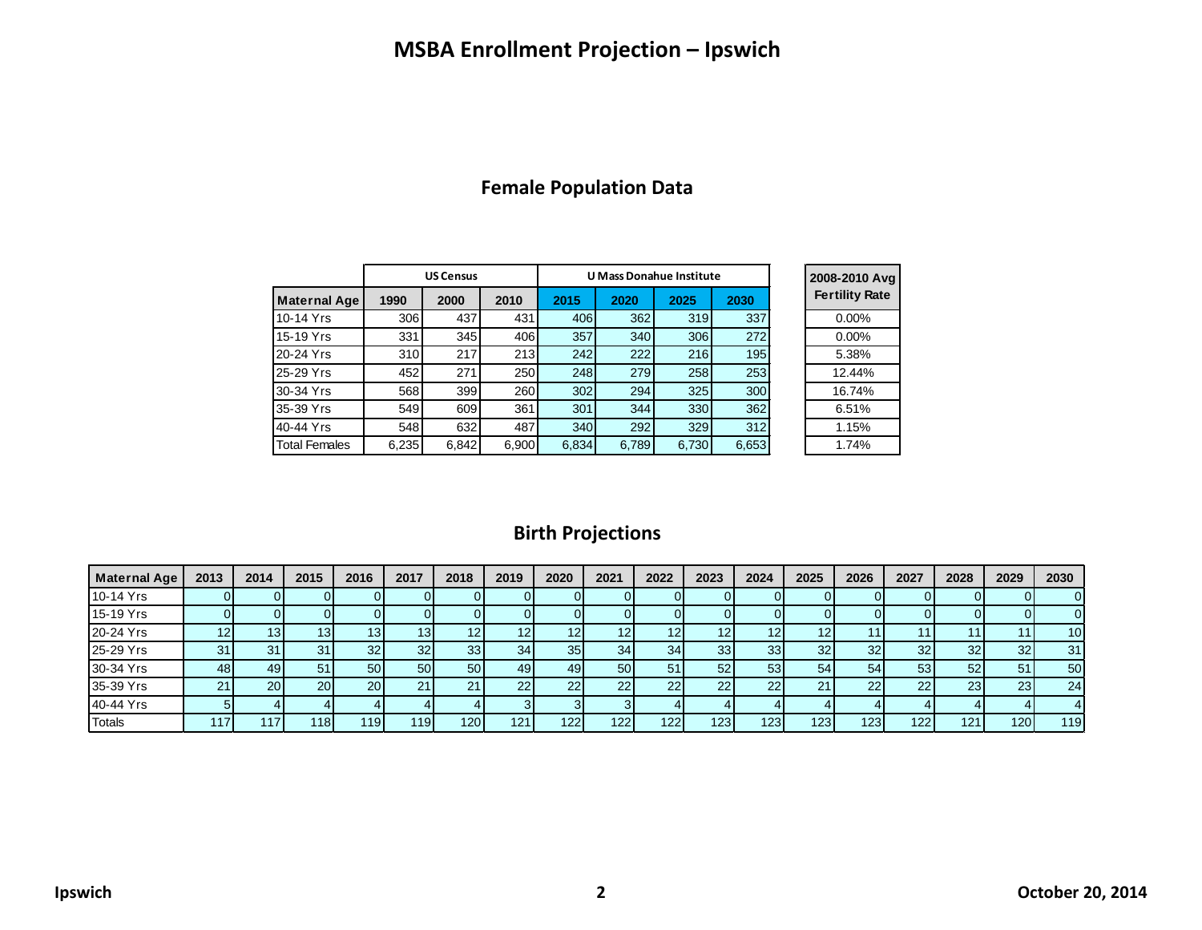# MSBA Enrollment Projection – Ipswich

## Female Population Data

| | US Census | | | U Mass Donahue Institute | | | |
|---|---|---|---|---|---|---|---|
| **Maternal Age** | **1990** | **2000** | **2010** | **2015** | **2020** | **2025** | **2030** |
| 10-14 Yrs | 306 | 437 | 431 | 406 | 362 | 319 | 337 |
| 15-19 Yrs | 331 | 345 | 406 | 357 | 340 | 306 | 272 |
| 20-24 Yrs | 310 | 217 | 213 | 242 | 222 | 216 | 195 |
| 25-29 Yrs | 452 | 271 | 250 | 248 | 279 | 258 | 253 |
| 30-34 Yrs | 568 | 399 | 260 | 302 | 294 | 325 | 300 |
| 35-39 Yrs | 549 | 609 | 361 | 301 | 344 | 330 | 362 |
| 40-44 Yrs | 548 | 632 | 487 | 340 | 292 | 329 | 312 |
| Total Females | 6,235 | 6,842 | 6,900 | 6,834 | 6,789 | 6,730 | 6,653 |

| 2008-2010 Avg Fertility Rate |
|---|
| 0.00% |
| 0.00% |
| 5.38% |
| 12.44% |
| 16.74% |
| 6.51% |
| 1.15% |
| 1.74% |

## Birth Projections

| Maternal Age | 2013 | 2014 | 2015 | 2016 | 2017 | 2018 | 2019 | 2020 | 2021 | 2022 | 2023 | 2024 | 2025 | 2026 | 2027 | 2028 | 2029 | 2030 |
|---|---|---|---|---|---|---|---|---|---|---|---|---|---|---|---|---|---|---|
| 10-14 Yrs | 0 | 0 | 0 | 0 | 0 | 0 | 0 | 0 | 0 | 0 | 0 | 0 | 0 | 0 | 0 | 0 | 0 | 0 |
| 15-19 Yrs | 0 | 0 | 0 | 0 | 0 | 0 | 0 | 0 | 0 | 0 | 0 | 0 | 0 | 0 | 0 | 0 | 0 | 0 |
| 20-24 Yrs | 12 | 13 | 13 | 13 | 13 | 12 | 12 | 12 | 12 | 12 | 12 | 12 | 12 | 11 | 11 | 11 | 11 | 10 |
| 25-29 Yrs | 31 | 31 | 31 | 32 | 32 | 33 | 34 | 35 | 34 | 34 | 33 | 33 | 32 | 32 | 32 | 32 | 32 | 31 |
| 30-34 Yrs | 48 | 49 | 51 | 50 | 50 | 50 | 49 | 49 | 50 | 51 | 52 | 53 | 54 | 54 | 53 | 52 | 51 | 50 |
| 35-39 Yrs | 21 | 20 | 20 | 20 | 21 | 21 | 22 | 22 | 22 | 22 | 22 | 22 | 21 | 22 | 22 | 23 | 23 | 24 |
| 40-44 Yrs | 5 | 4 | 4 | 4 | 4 | 4 | 3 | 3 | 3 | 4 | 4 | 4 | 4 | 4 | 4 | 4 | 4 | 4 |
| Totals | 117 | 117 | 118 | 119 | 119 | 120 | 121 | 122 | 122 | 122 | 123 | 123 | 123 | 123 | 122 | 121 | 120 | 119 |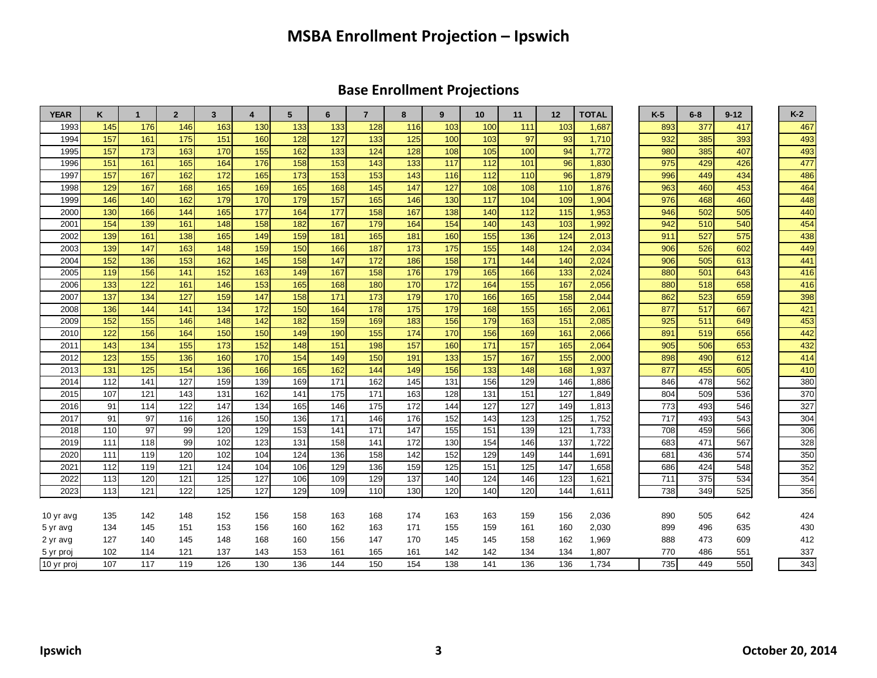# MSBA Enrollment Projection – Ipswich

## Base Enrollment Projections

| YEAR | K | 1 | 2 | 3 | 4 | 5 | 6 | 7 | 8 | 9 | 10 | 11 | 12 | TOTAL | K-5 | 6-8 | 9-12 | K-2 |
|---|---|---|---|---|---|---|---|---|---|---|---|---|---|---|---|---|---|---|
| 1993 | 145 | 176 | 146 | 163 | 130 | 133 | 133 | 128 | 116 | 103 | 100 | 111 | 103 | 1,687 | 893 | 377 | 417 | 467 |
| 1994 | 157 | 161 | 175 | 151 | 160 | 128 | 127 | 133 | 125 | 100 | 103 | 97 | 93 | 1,710 | 932 | 385 | 393 | 493 |
| 1995 | 157 | 173 | 163 | 170 | 155 | 162 | 133 | 124 | 128 | 108 | 105 | 100 | 94 | 1,772 | 980 | 385 | 407 | 493 |
| 1996 | 151 | 161 | 165 | 164 | 176 | 158 | 153 | 143 | 133 | 117 | 112 | 101 | 96 | 1,830 | 975 | 429 | 426 | 477 |
| 1997 | 157 | 167 | 162 | 172 | 165 | 173 | 153 | 153 | 143 | 116 | 112 | 110 | 96 | 1,879 | 996 | 449 | 434 | 486 |
| 1998 | 129 | 167 | 168 | 165 | 169 | 165 | 168 | 145 | 147 | 127 | 108 | 108 | 110 | 1,876 | 963 | 460 | 453 | 464 |
| 1999 | 146 | 140 | 162 | 179 | 170 | 179 | 157 | 165 | 146 | 130 | 117 | 104 | 109 | 1,904 | 976 | 468 | 460 | 448 |
| 2000 | 130 | 166 | 144 | 165 | 177 | 164 | 177 | 158 | 167 | 138 | 140 | 112 | 115 | 1,953 | 946 | 502 | 505 | 440 |
| 2001 | 154 | 139 | 161 | 148 | 158 | 182 | 167 | 179 | 164 | 154 | 140 | 143 | 103 | 1,992 | 942 | 510 | 540 | 454 |
| 2002 | 139 | 161 | 138 | 165 | 149 | 159 | 181 | 165 | 181 | 160 | 155 | 136 | 124 | 2,013 | 911 | 527 | 575 | 438 |
| 2003 | 139 | 147 | 163 | 148 | 159 | 150 | 166 | 187 | 173 | 175 | 155 | 148 | 124 | 2,034 | 906 | 526 | 602 | 449 |
| 2004 | 152 | 136 | 153 | 162 | 145 | 158 | 147 | 172 | 186 | 158 | 171 | 144 | 140 | 2,024 | 906 | 505 | 613 | 441 |
| 2005 | 119 | 156 | 141 | 152 | 163 | 149 | 167 | 158 | 176 | 179 | 165 | 166 | 133 | 2,024 | 880 | 501 | 643 | 416 |
| 2006 | 133 | 122 | 161 | 146 | 153 | 165 | 168 | 180 | 170 | 172 | 164 | 155 | 167 | 2,056 | 880 | 518 | 658 | 416 |
| 2007 | 137 | 134 | 127 | 159 | 147 | 158 | 171 | 173 | 179 | 170 | 166 | 165 | 158 | 2,044 | 862 | 523 | 659 | 398 |
| 2008 | 136 | 144 | 141 | 134 | 172 | 150 | 164 | 178 | 175 | 179 | 168 | 155 | 165 | 2,061 | 877 | 517 | 667 | 421 |
| 2009 | 152 | 155 | 146 | 148 | 142 | 182 | 159 | 169 | 183 | 156 | 179 | 163 | 151 | 2,085 | 925 | 511 | 649 | 453 |
| 2010 | 122 | 156 | 164 | 150 | 150 | 149 | 190 | 155 | 174 | 170 | 156 | 169 | 161 | 2,066 | 891 | 519 | 656 | 442 |
| 2011 | 143 | 134 | 155 | 173 | 152 | 148 | 151 | 198 | 157 | 160 | 171 | 157 | 165 | 2,064 | 905 | 506 | 653 | 432 |
| 2012 | 123 | 155 | 136 | 160 | 170 | 154 | 149 | 150 | 191 | 133 | 157 | 167 | 155 | 2,000 | 898 | 490 | 612 | 414 |
| 2013 | 131 | 125 | 154 | 136 | 166 | 165 | 162 | 144 | 149 | 156 | 133 | 148 | 168 | 1,937 | 877 | 455 | 605 | 410 |
| 2014 | 112 | 141 | 127 | 159 | 139 | 169 | 171 | 162 | 145 | 131 | 156 | 129 | 146 | 1,886 | 846 | 478 | 562 | 380 |
| 2015 | 107 | 121 | 143 | 131 | 162 | 141 | 175 | 171 | 163 | 128 | 131 | 151 | 127 | 1,849 | 804 | 509 | 536 | 370 |
| 2016 | 91 | 114 | 122 | 147 | 134 | 165 | 146 | 175 | 172 | 144 | 127 | 127 | 149 | 1,813 | 773 | 493 | 546 | 327 |
| 2017 | 91 | 97 | 116 | 126 | 150 | 136 | 171 | 146 | 176 | 152 | 143 | 123 | 125 | 1,752 | 717 | 493 | 543 | 304 |
| 2018 | 110 | 97 | 99 | 120 | 129 | 153 | 141 | 171 | 147 | 155 | 151 | 139 | 121 | 1,733 | 708 | 459 | 566 | 306 |
| 2019 | 111 | 118 | 99 | 102 | 123 | 131 | 158 | 141 | 172 | 130 | 154 | 146 | 137 | 1,722 | 683 | 471 | 567 | 328 |
| 2020 | 111 | 119 | 120 | 102 | 104 | 124 | 136 | 158 | 142 | 152 | 129 | 149 | 144 | 1,691 | 681 | 436 | 574 | 350 |
| 2021 | 112 | 119 | 121 | 124 | 104 | 106 | 129 | 136 | 159 | 125 | 151 | 125 | 147 | 1,658 | 686 | 424 | 548 | 352 |
| 2022 | 113 | 120 | 121 | 125 | 127 | 106 | 109 | 129 | 137 | 140 | 124 | 146 | 123 | 1,621 | 711 | 375 | 534 | 354 |
| 2023 | 113 | 121 | 122 | 125 | 127 | 129 | 109 | 110 | 130 | 120 | 140 | 120 | 144 | 1,611 | 738 | 349 | 525 | 356 |
| 10 yr avg | 135 | 142 | 148 | 152 | 156 | 158 | 163 | 168 | 174 | 163 | 163 | 159 | 156 | 2,036 | 890 | 505 | 642 | 424 |
| 5 yr avg | 134 | 145 | 151 | 153 | 156 | 160 | 162 | 163 | 171 | 155 | 159 | 161 | 160 | 2,030 | 899 | 496 | 635 | 430 |
| 2 yr avg | 127 | 140 | 145 | 148 | 168 | 160 | 156 | 147 | 170 | 145 | 145 | 158 | 162 | 1,969 | 888 | 473 | 609 | 412 |
| 5 yr proj | 102 | 114 | 121 | 137 | 143 | 153 | 161 | 165 | 161 | 142 | 142 | 134 | 134 | 1,807 | 770 | 486 | 551 | 337 |
| 10 yr proj | 107 | 117 | 119 | 126 | 130 | 136 | 144 | 150 | 154 | 138 | 141 | 136 | 136 | 1,734 | 735 | 449 | 550 | 343 |

Ipswich | October 20, 2014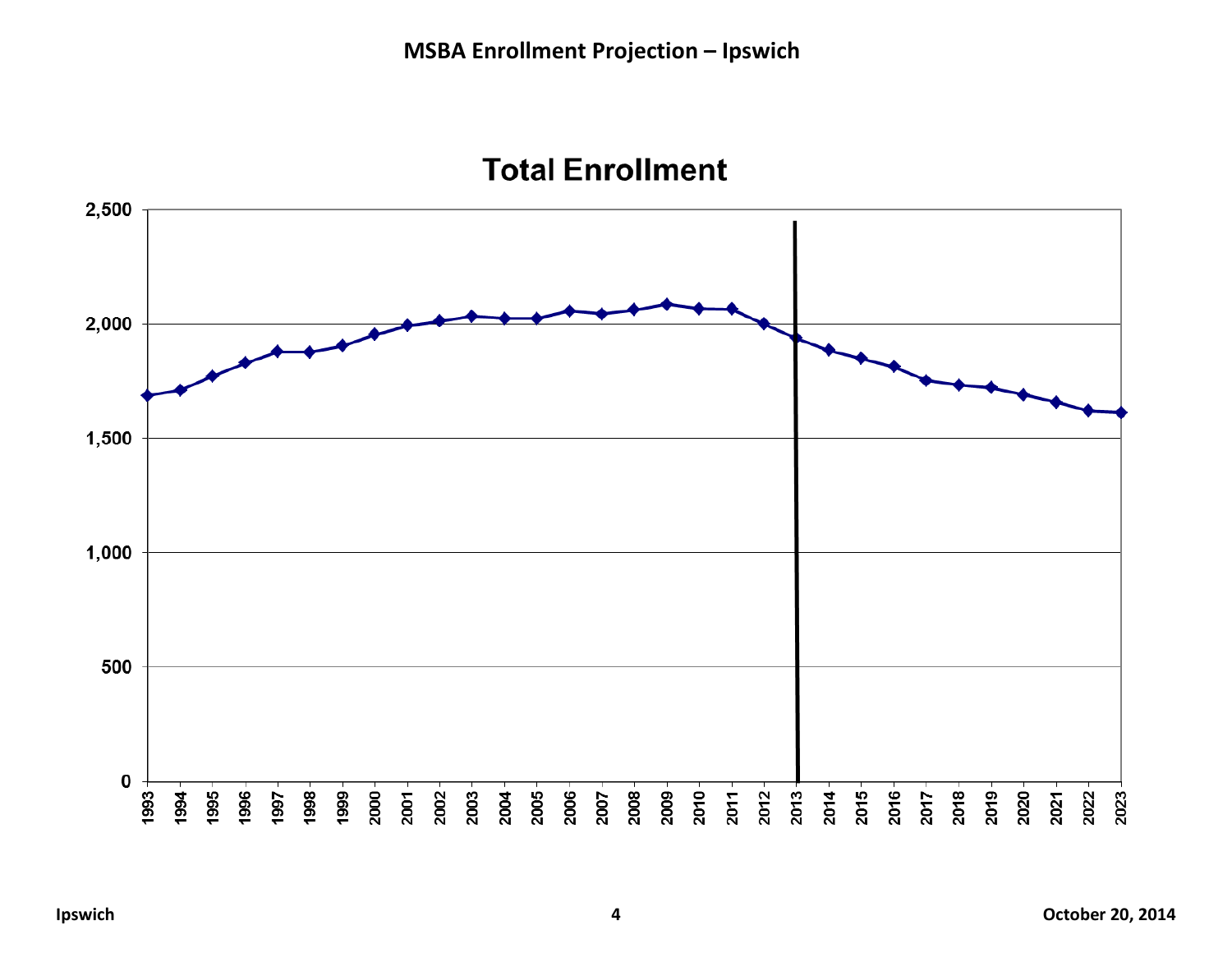# MSBA Enrollment Projection – Ipswich

## Total Enrollment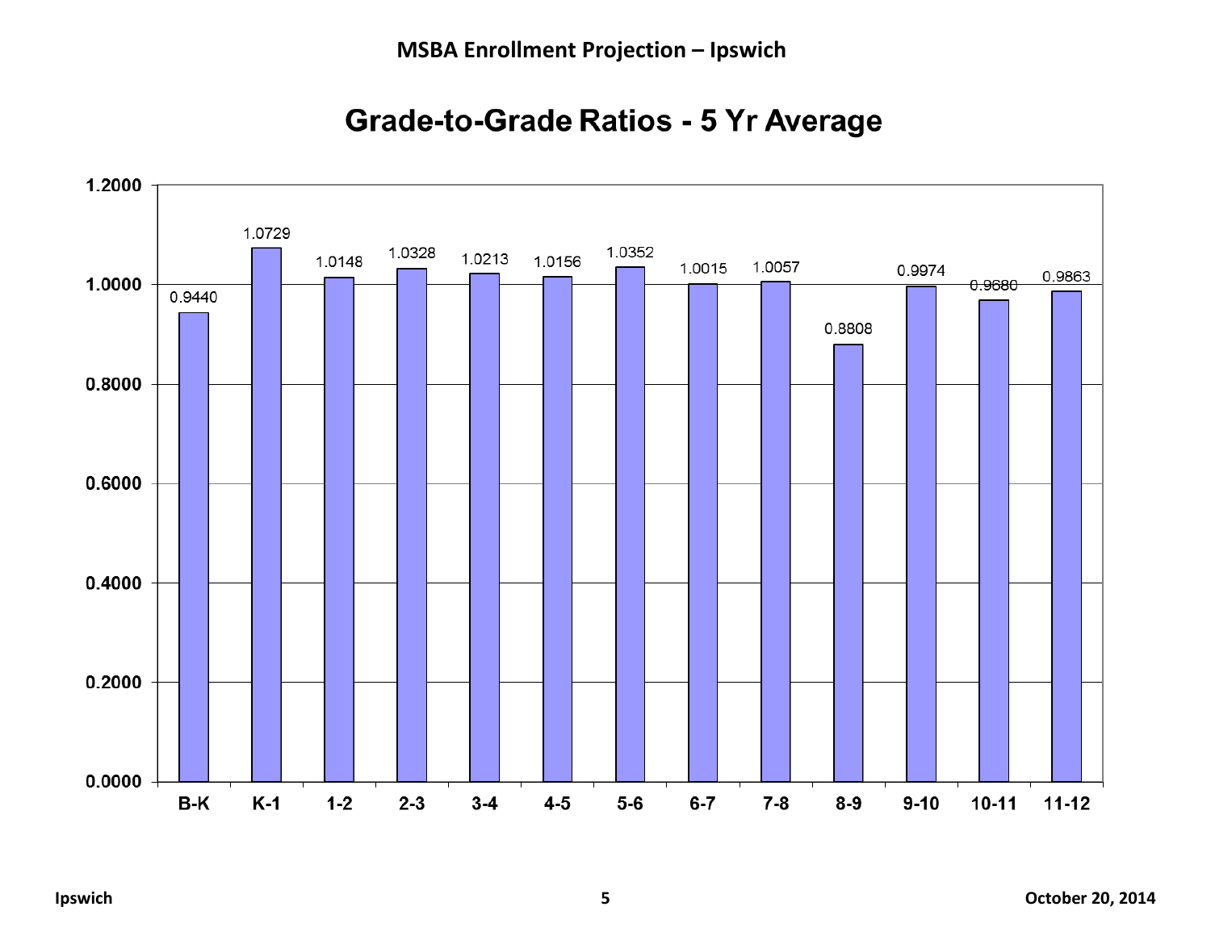# MSBA Enrollment Projection – Ipswich

## Grade-to-Grade Ratios - 5 Yr Average

| Grade Transition | Ratio |
|---|---|
| B-K | 0.9440 |
| K-1 | 1.0729 |
| 1-2 | 1.0148 |
| 2-3 | 1.0328 |
| 3-4 | 1.0213 |
| 4-5 | 1.0156 |
| 5-6 | 1.0352 |
| 6-7 | 1.0015 |
| 7-8 | 1.0057 |
| 8-9 | 0.8808 |
| 9-10 | 0.9974 |
| 10-11 | 0.9680 |
| 11-12 | 0.9863 |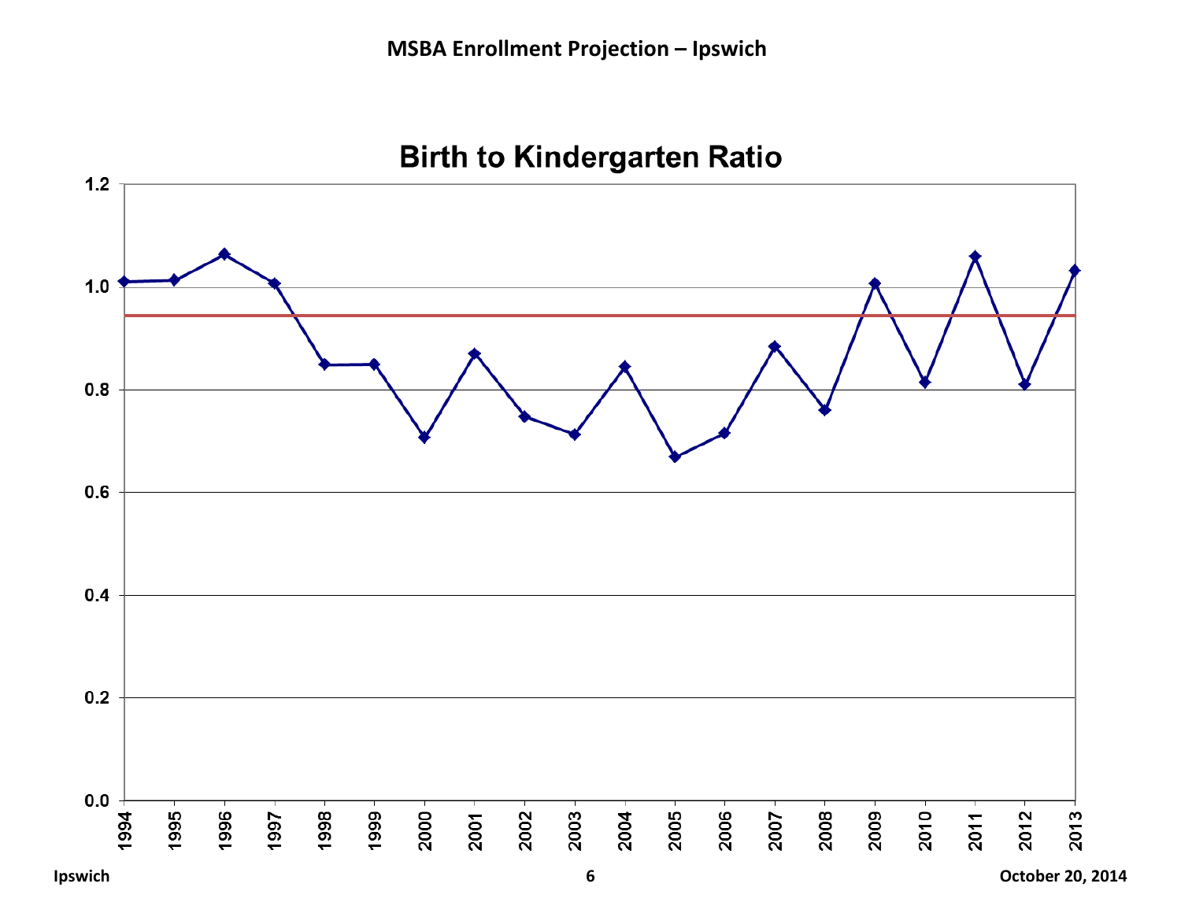# MSBA Enrollment Projection – Ipswich

## Birth to Kindergarten Ratio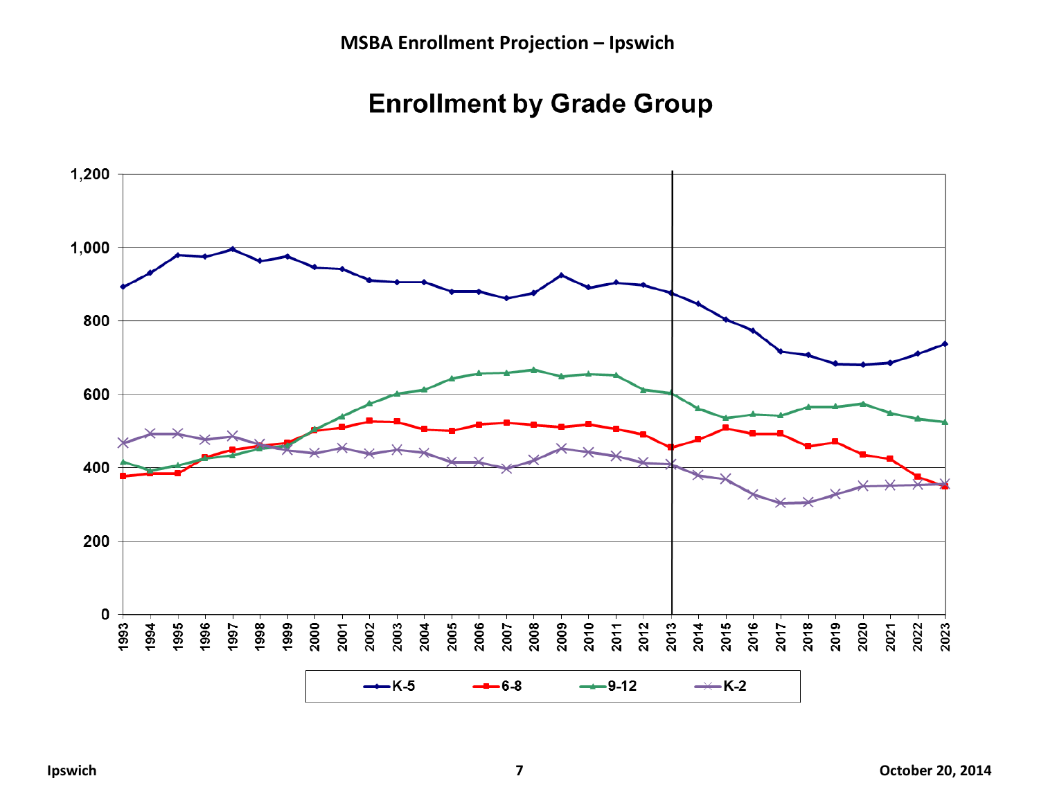# MSBA Enrollment Projection – Ipswich

## Enrollment by Grade Group

Legend: K-5, 6-8, 9-12, K-2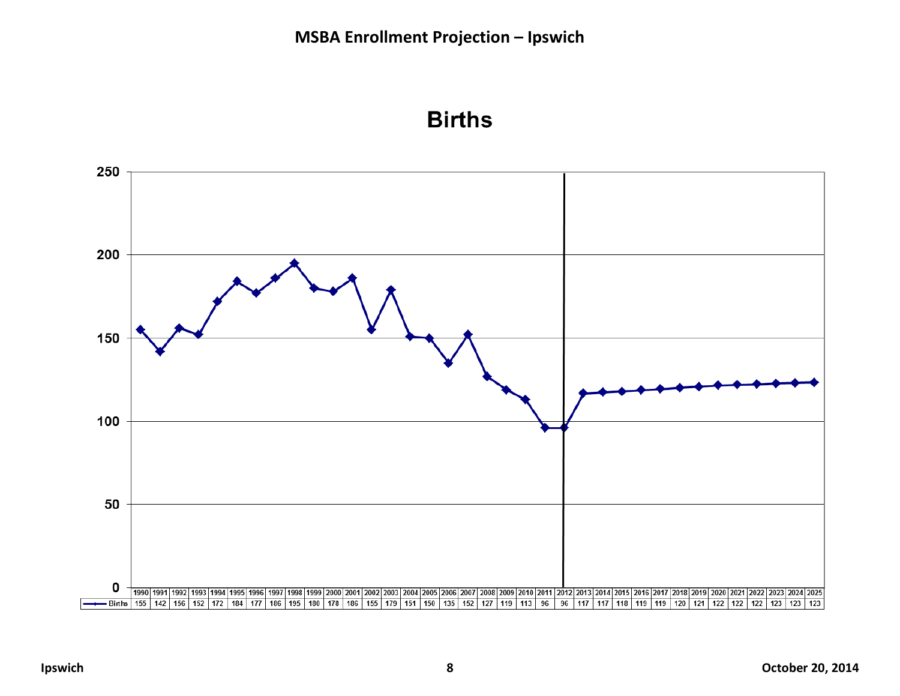Births

250
200
150
100
50
0

1990 1991 1992 1993 1994 1995 1996 1997 1998 1999 2000 2001 2002 2003 2004 2005 2006 2007 2008 2009 2010 2011 2012 2013 2014 2015 2016 2017 2018 2019 2020 2021 2022 2023 2024 2025

Births 155 142 156 152 172 184 177 186 195 180 178 186 155 179 151 150 135 152 127 119 113 96 96 117 117 118 119 119 120 121 122 122 122 123 123 123